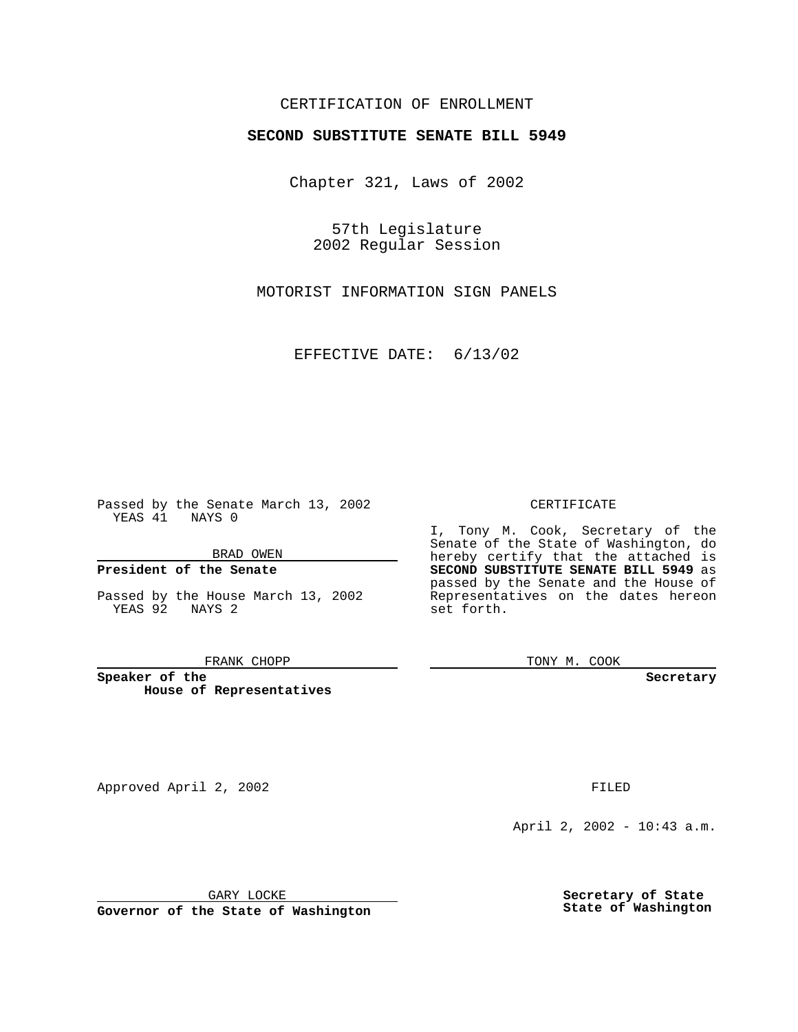CERTIFICATION OF ENROLLMENT

**SECOND SUBSTITUTE SENATE BILL 5949**

Chapter 321, Laws of 2002

57th Legislature
2002 Regular Session

MOTORIST INFORMATION SIGN PANELS

EFFECTIVE DATE: 6/13/02

Passed by the Senate March 13, 2002
YEAS 41 NAYS 0

BRAD OWEN

**President of the Senate**

Passed by the House March 13, 2002
YEAS 92 NAYS 2

FRANK CHOPP

**Speaker of the House of Representatives**

CERTIFICATE

I, Tony M. Cook, Secretary of the Senate of the State of Washington, do hereby certify that the attached is **SECOND SUBSTITUTE SENATE BILL 5949** as passed by the Senate and the House of Representatives on the dates hereon set forth.

TONY M. COOK

**Secretary**

Approved April 2, 2002

GARY LOCKE

**Governor of the State of Washington**

FILED

April 2, 2002 - 10:43 a.m.

**Secretary of State**
**State of Washington**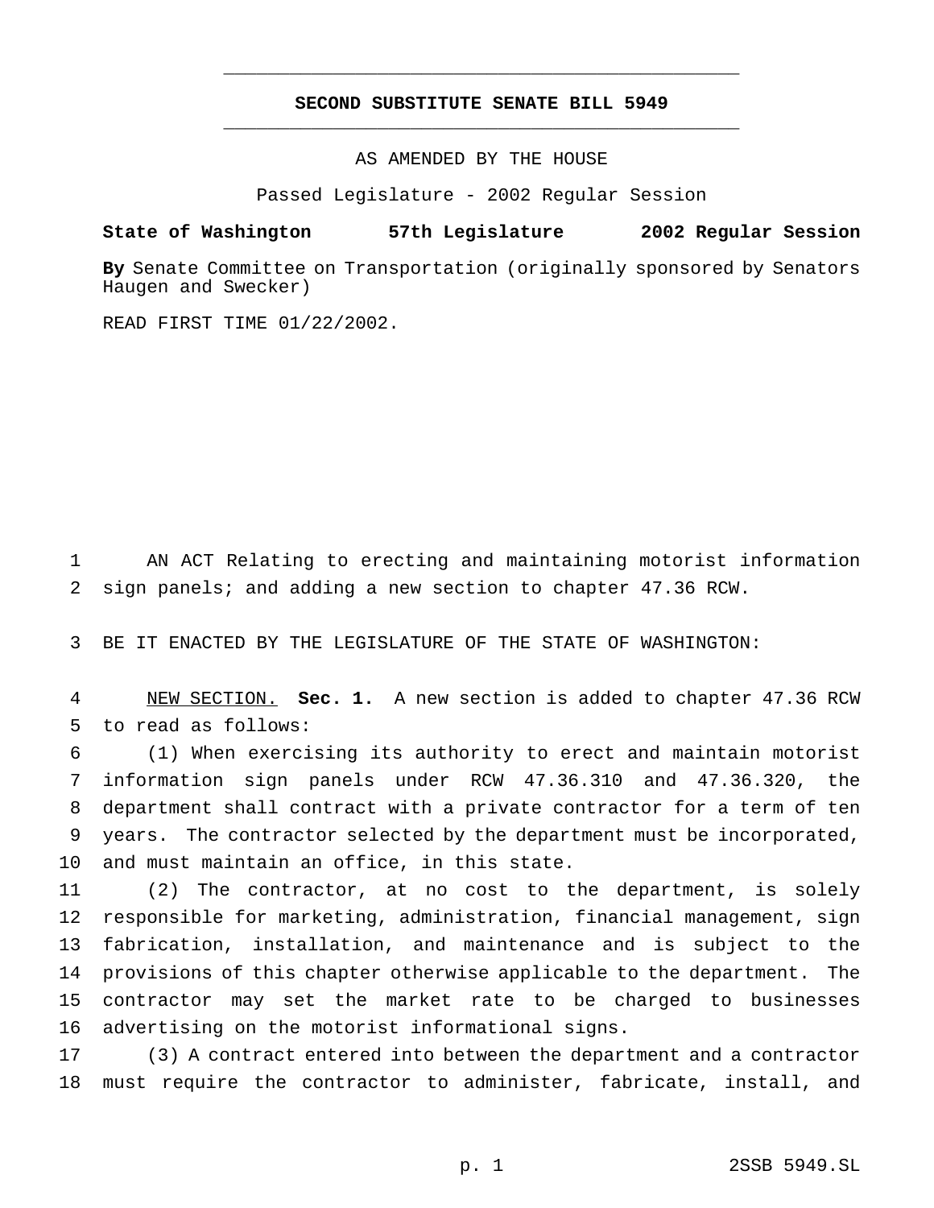**SECOND SUBSTITUTE SENATE BILL 5949**

AS AMENDED BY THE HOUSE

Passed Legislature - 2002 Regular Session

**State of Washington 57th Legislature 2002 Regular Session**

**By** Senate Committee on Transportation (originally sponsored by Senators Haugen and Swecker)

READ FIRST TIME 01/22/2002.

AN ACT Relating to erecting and maintaining motorist information sign panels; and adding a new section to chapter 47.36 RCW.

BE IT ENACTED BY THE LEGISLATURE OF THE STATE OF WASHINGTON:

NEW SECTION. **Sec. 1.** A new section is added to chapter 47.36 RCW to read as follows:

(1) When exercising its authority to erect and maintain motorist information sign panels under RCW 47.36.310 and 47.36.320, the department shall contract with a private contractor for a term of ten years. The contractor selected by the department must be incorporated, and must maintain an office, in this state.

(2) The contractor, at no cost to the department, is solely responsible for marketing, administration, financial management, sign fabrication, installation, and maintenance and is subject to the provisions of this chapter otherwise applicable to the department. The contractor may set the market rate to be charged to businesses advertising on the motorist informational signs.

(3) A contract entered into between the department and a contractor must require the contractor to administer, fabricate, install, and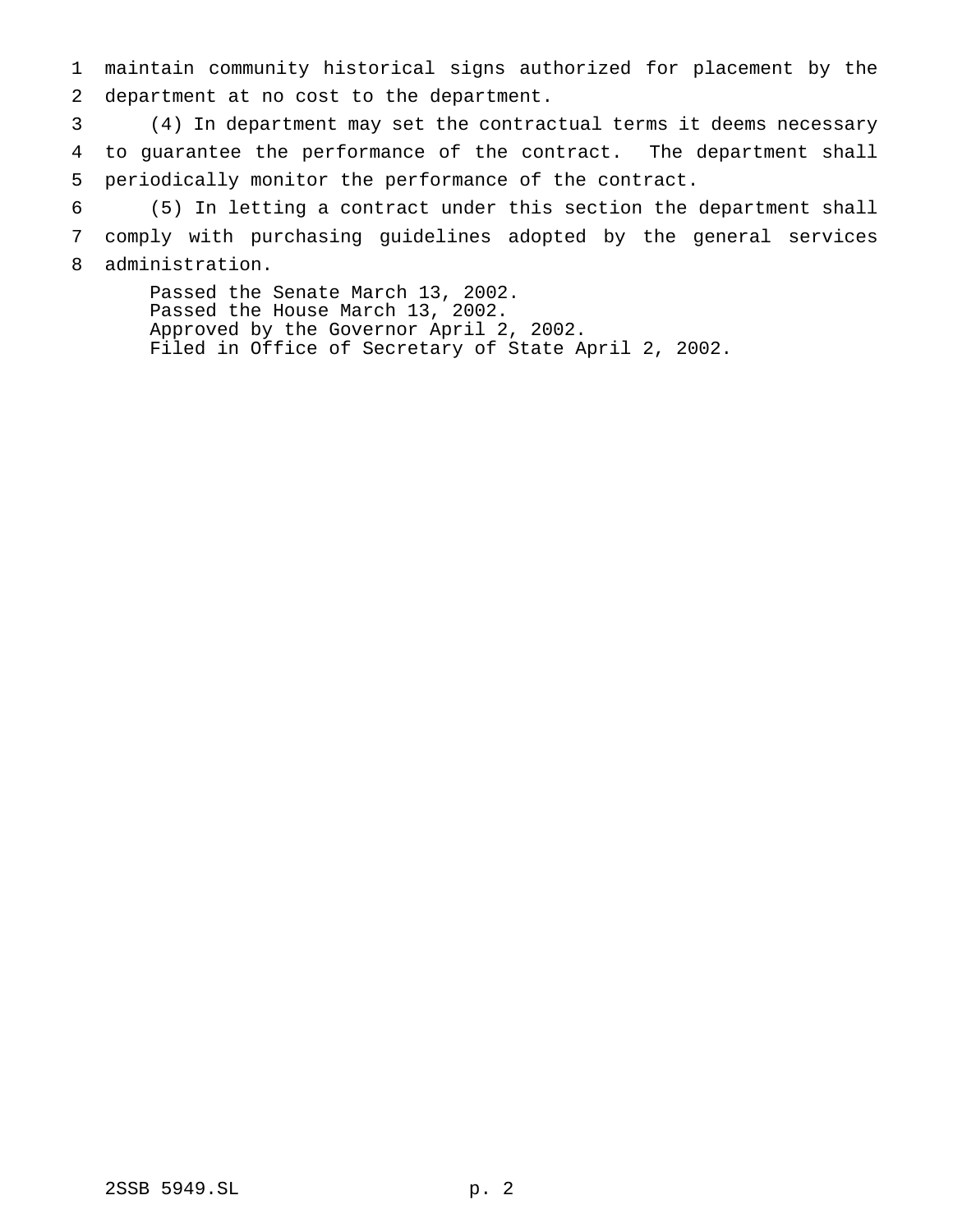maintain community historical signs authorized for placement by the department at no cost to the department.

(4) In department may set the contractual terms it deems necessary to guarantee the performance of the contract. The department shall periodically monitor the performance of the contract.

(5) In letting a contract under this section the department shall comply with purchasing guidelines adopted by the general services administration.

Passed the Senate March 13, 2002.
Passed the House March 13, 2002.
Approved by the Governor April 2, 2002.
Filed in Office of Secretary of State April 2, 2002.